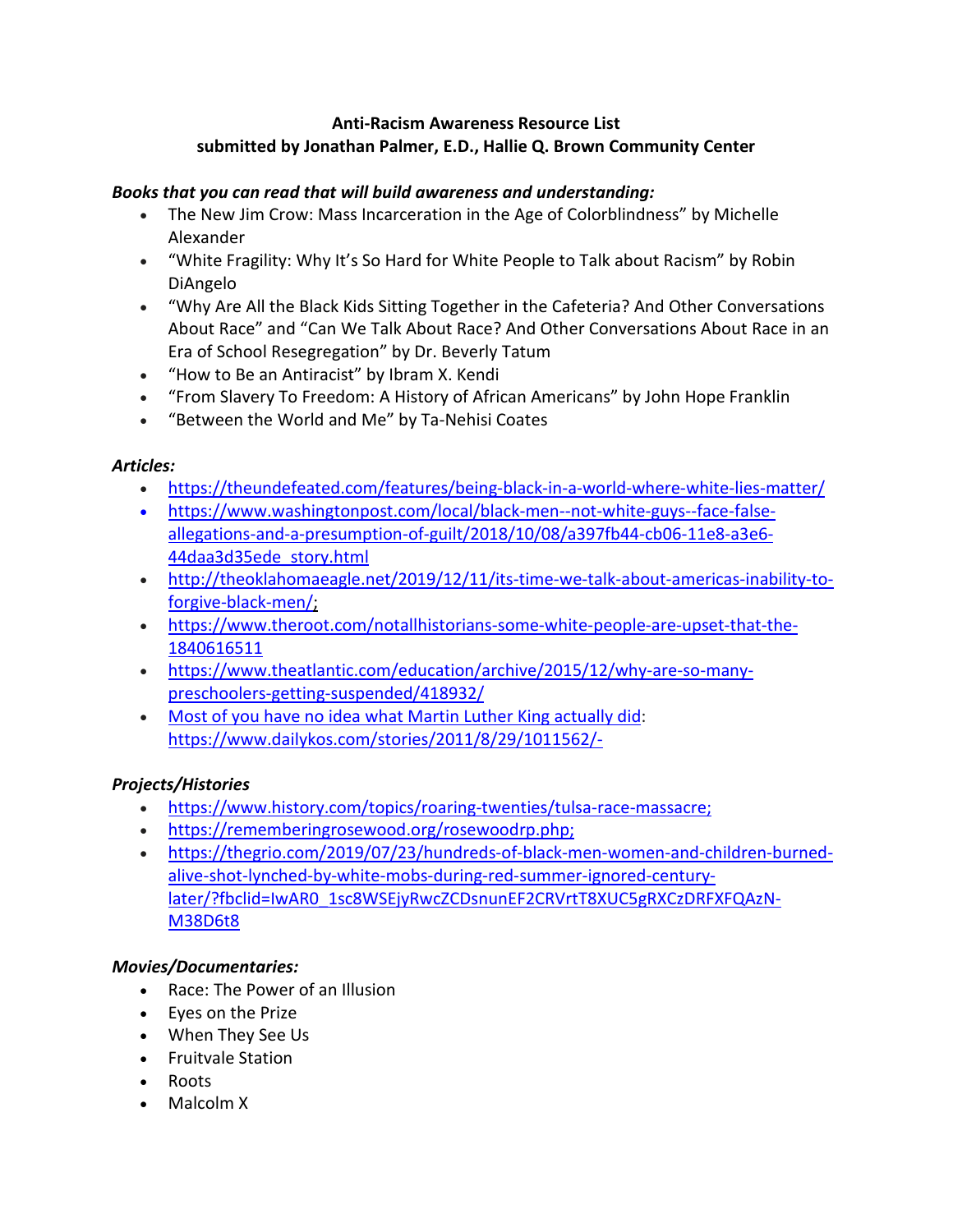**Anti-Racism Awareness Resource List**
**submitted by Jonathan Palmer, E.D., Hallie Q. Brown Community Center**

***Books that you can read that will build awareness and understanding:***

- The New Jim Crow: Mass Incarceration in the Age of Colorblindness" by Michelle Alexander
- "White Fragility: Why It's So Hard for White People to Talk about Racism" by Robin DiAngelo
- "Why Are All the Black Kids Sitting Together in the Cafeteria? And Other Conversations About Race" and "Can We Talk About Race? And Other Conversations About Race in an Era of School Resegregation" by Dr. Beverly Tatum
- "How to Be an Antiracist" by Ibram X. Kendi
- "From Slavery To Freedom: A History of African Americans" by John Hope Franklin
- "Between the World and Me" by Ta-Nehisi Coates

***Articles:***

- https://theundefeated.com/features/being-black-in-a-world-where-white-lies-matter/
- https://www.washingtonpost.com/local/black-men--not-white-guys--face-false-allegations-and-a-presumption-of-guilt/2018/10/08/a397fb44-cb06-11e8-a3e6-44daa3d35ede_story.html
- http://theoklahomaeagle.net/2019/12/11/its-time-we-talk-about-americas-inability-to-forgive-black-men/;
- https://www.theroot.com/notallhistorians-some-white-people-are-upset-that-the-1840616511
- https://www.theatlantic.com/education/archive/2015/12/why-are-so-many-preschoolers-getting-suspended/418932/
- Most of you have no idea what Martin Luther King actually did: https://www.dailykos.com/stories/2011/8/29/1011562/-

***Projects/Histories***

- https://www.history.com/topics/roaring-twenties/tulsa-race-massacre;
- https://rememberingrosewood.org/rosewoodrp.php;
- https://thegrio.com/2019/07/23/hundreds-of-black-men-women-and-children-burned-alive-shot-lynched-by-white-mobs-during-red-summer-ignored-century-later/?fbclid=IwAR0_1sc8WSEjyRwcZCDsnunEF2CRVrtT8XUC5gRXCzDRFXFQAzN-M38D6t8

***Movies/Documentaries:***

- Race: The Power of an Illusion
- Eyes on the Prize
- When They See Us
- Fruitvale Station
- Roots
- Malcolm X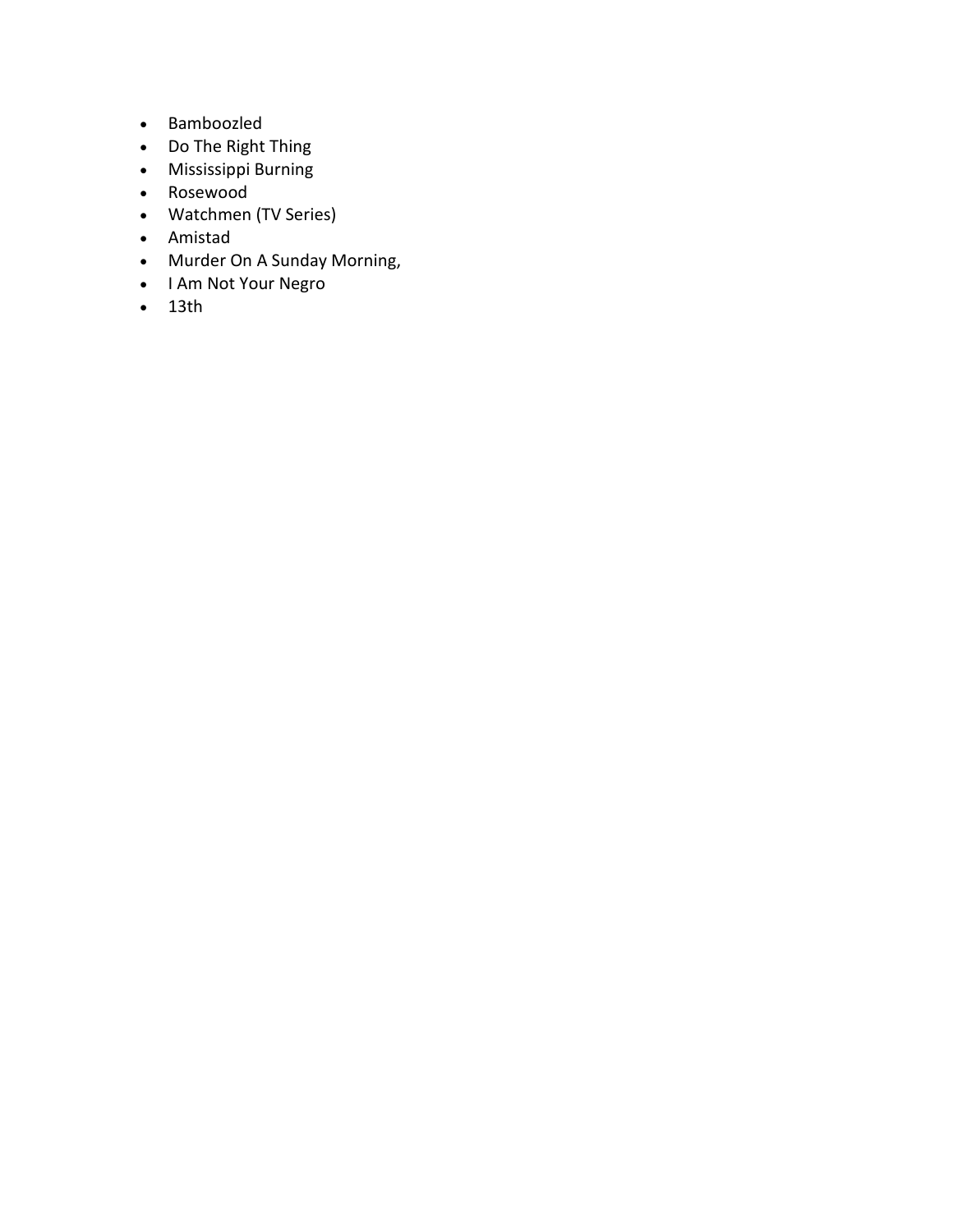- Bamboozled
- Do The Right Thing
- Mississippi Burning
- Rosewood
- Watchmen (TV Series)
- Amistad
- Murder On A Sunday Morning,
- I Am Not Your Negro
- 13th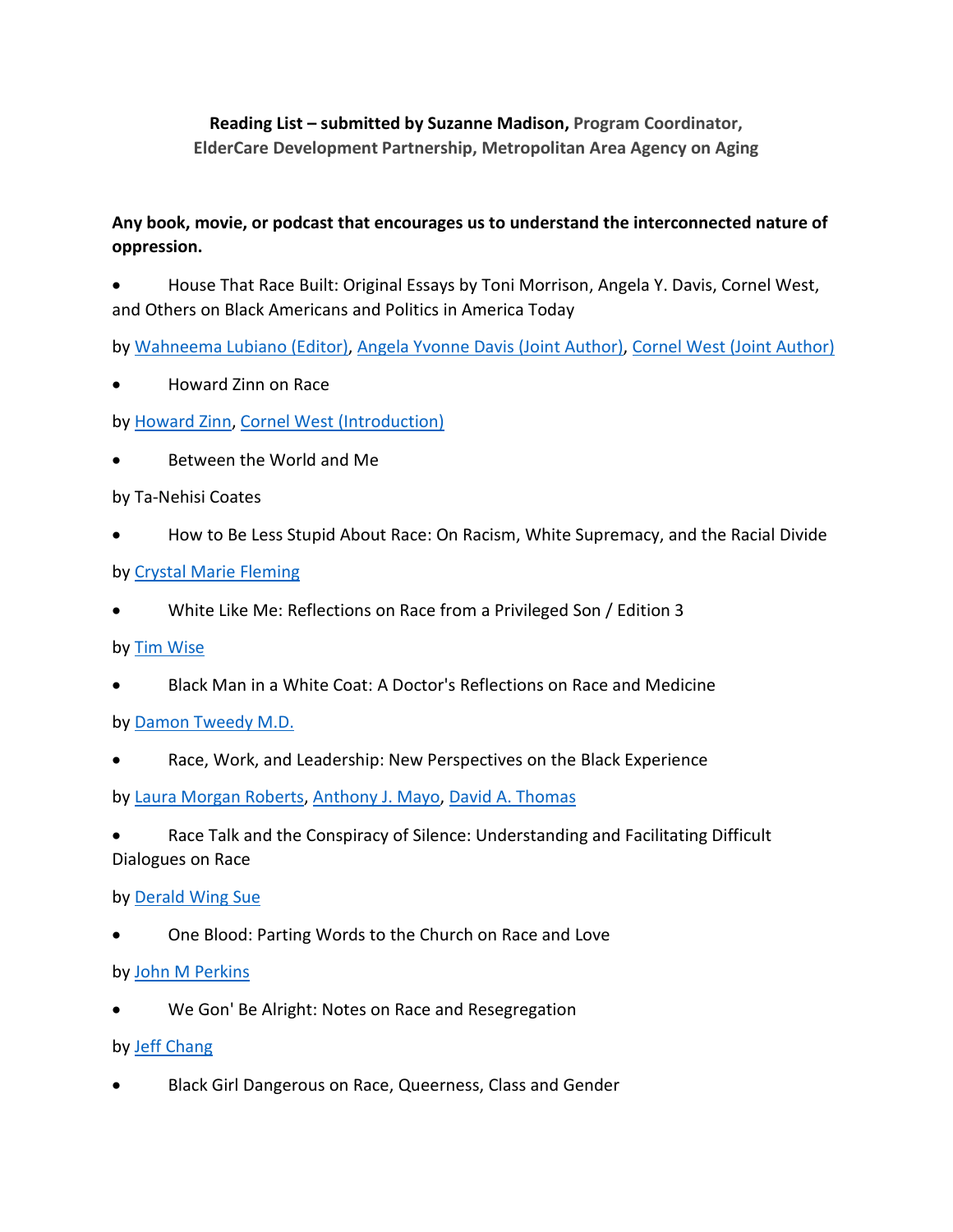**Reading List – submitted by Suzanne Madison, Program Coordinator, ElderCare Development Partnership, Metropolitan Area Agency on Aging**

**Any book, movie, or podcast that encourages us to understand the interconnected nature of oppression.**

- House That Race Built: Original Essays by Toni Morrison, Angela Y. Davis, Cornel West, and Others on Black Americans and Politics in America Today

by Wahneema Lubiano (Editor), Angela Yvonne Davis (Joint Author), Cornel West (Joint Author)

- Howard Zinn on Race

by Howard Zinn, Cornel West (Introduction)

- Between the World and Me

by Ta-Nehisi Coates

- How to Be Less Stupid About Race: On Racism, White Supremacy, and the Racial Divide

by Crystal Marie Fleming

- White Like Me: Reflections on Race from a Privileged Son / Edition 3

by Tim Wise

- Black Man in a White Coat: A Doctor's Reflections on Race and Medicine

by Damon Tweedy M.D.

- Race, Work, and Leadership: New Perspectives on the Black Experience

by Laura Morgan Roberts, Anthony J. Mayo, David A. Thomas

- Race Talk and the Conspiracy of Silence: Understanding and Facilitating Difficult Dialogues on Race

by Derald Wing Sue

- One Blood: Parting Words to the Church on Race and Love

by John M Perkins

- We Gon' Be Alright: Notes on Race and Resegregation

by Jeff Chang

- Black Girl Dangerous on Race, Queerness, Class and Gender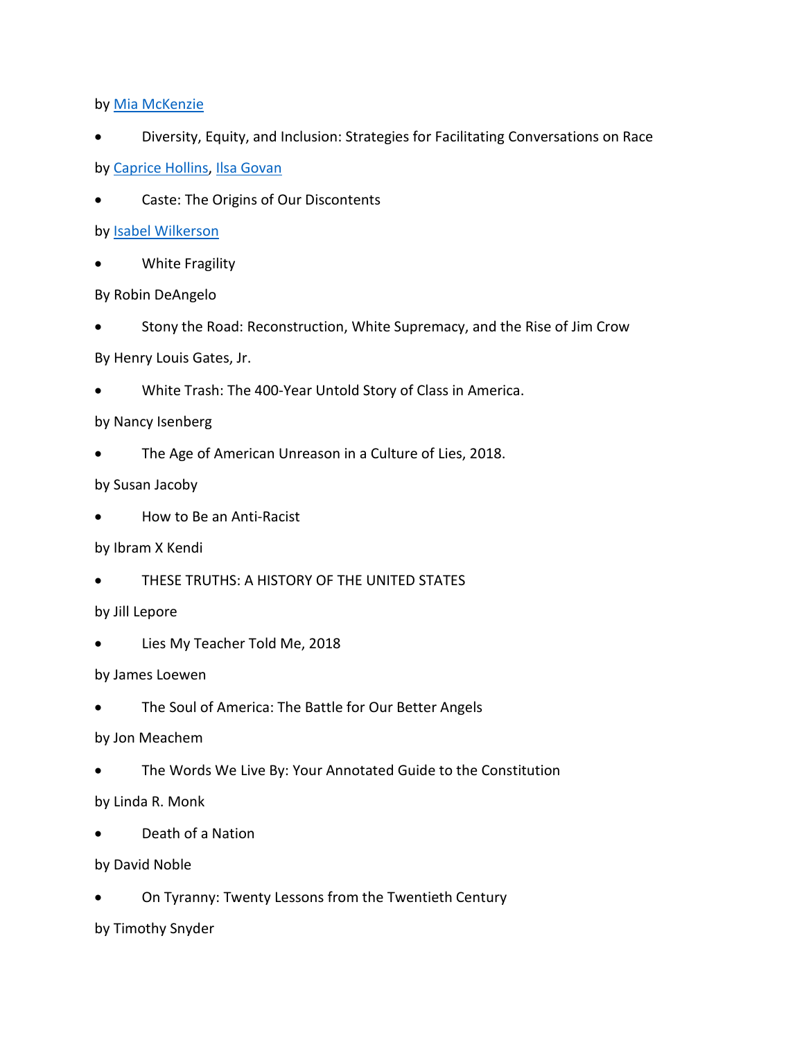by Mia McKenzie

- Diversity, Equity, and Inclusion: Strategies for Facilitating Conversations on Race

by Caprice Hollins, Ilsa Govan

- Caste: The Origins of Our Discontents

by Isabel Wilkerson

- White Fragility

By Robin DeAngelo

- Stony the Road: Reconstruction, White Supremacy, and the Rise of Jim Crow

By Henry Louis Gates, Jr.

- White Trash: The 400-Year Untold Story of Class in America.

by Nancy Isenberg

- The Age of American Unreason in a Culture of Lies, 2018.

by Susan Jacoby

- How to Be an Anti-Racist

by Ibram X Kendi

- THESE TRUTHS: A HISTORY OF THE UNITED STATES

by Jill Lepore

- Lies My Teacher Told Me, 2018

by James Loewen

- The Soul of America: The Battle for Our Better Angels

by Jon Meachem

- The Words We Live By: Your Annotated Guide to the Constitution

by Linda R. Monk

- Death of a Nation

by David Noble

- On Tyranny: Twenty Lessons from the Twentieth Century

by Timothy Snyder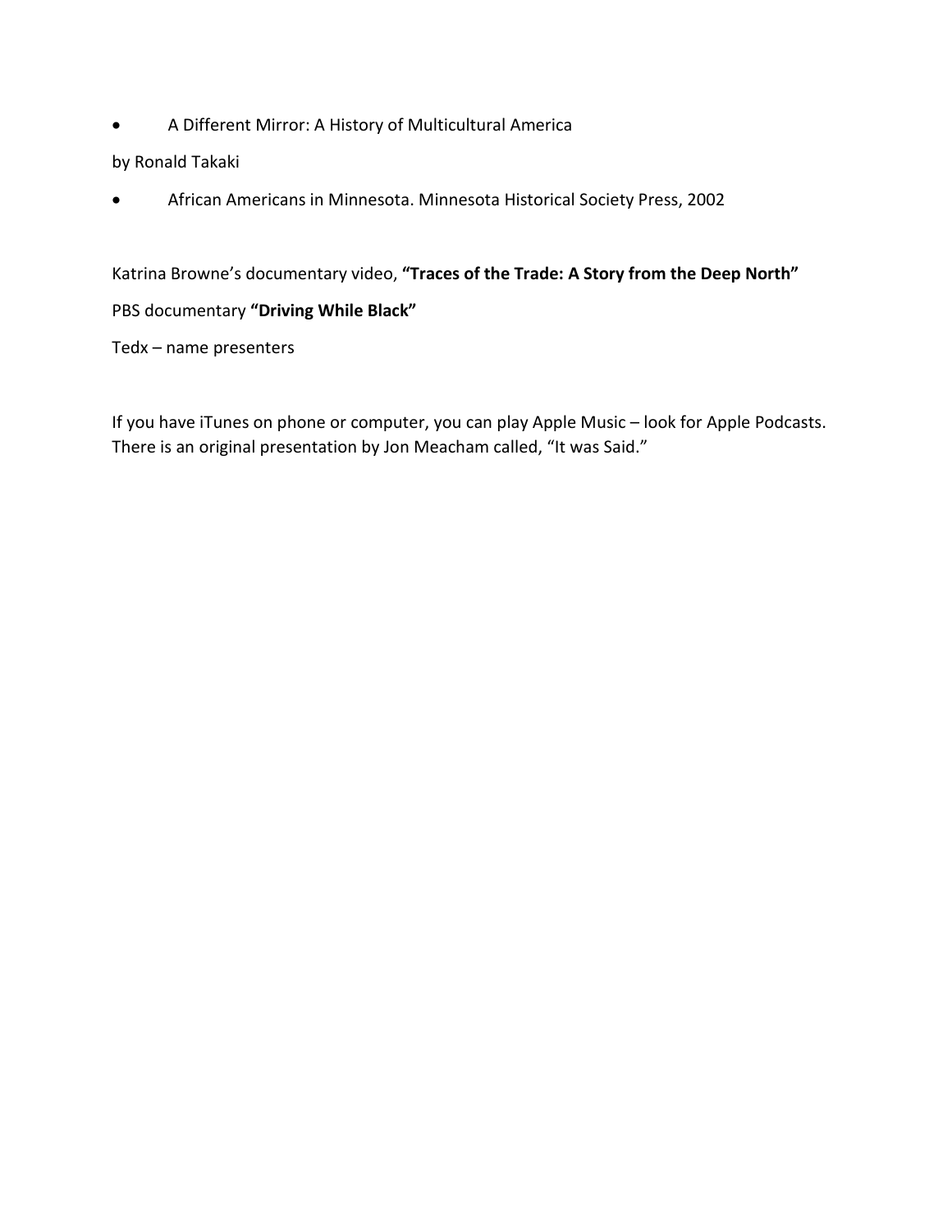- A Different Mirror: A History of Multicultural America

by Ronald Takaki

- African Americans in Minnesota. Minnesota Historical Society Press, 2002

Katrina Browne's documentary video, **"Traces of the Trade: A Story from the Deep North"**

PBS documentary **"Driving While Black"**

Tedx – name presenters

If you have iTunes on phone or computer, you can play Apple Music – look for Apple Podcasts. There is an original presentation by Jon Meacham called, "It was Said."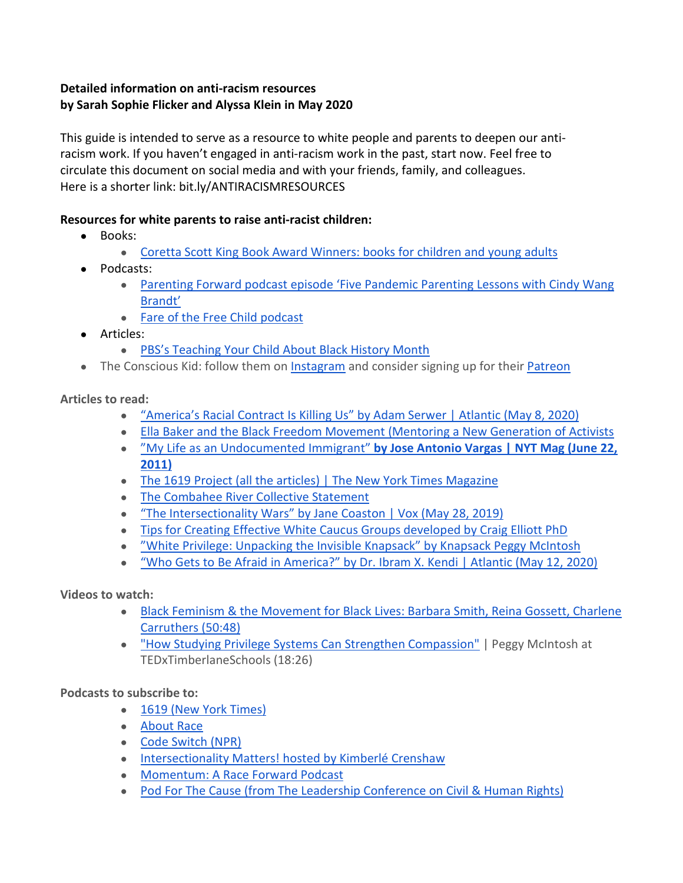**Detailed information on anti-racism resources**
**by Sarah Sophie Flicker and Alyssa Klein in May 2020**

This guide is intended to serve as a resource to white people and parents to deepen our anti-racism work. If you haven't engaged in anti-racism work in the past, start now. Feel free to circulate this document on social media and with your friends, family, and colleagues.
Here is a shorter link: bit.ly/ANTIRACISMRESOURCES

**Resources for white parents to raise anti-racist children:**

- Books:
  - Coretta Scott King Book Award Winners: books for children and young adults
- Podcasts:
  - Parenting Forward podcast episode 'Five Pandemic Parenting Lessons with Cindy Wang Brandt'
  - Fare of the Free Child podcast
- Articles:
  - PBS's Teaching Your Child About Black History Month
- The Conscious Kid: follow them on Instagram and consider signing up for their Patreon

**Articles to read:**

- "America's Racial Contract Is Killing Us" by Adam Serwer | Atlantic (May 8, 2020)
- Ella Baker and the Black Freedom Movement (Mentoring a New Generation of Activists
- "My Life as an Undocumented Immigrant" **by Jose Antonio Vargas | NYT Mag (June 22, 2011)**
- The 1619 Project (all the articles) | The New York Times Magazine
- The Combahee River Collective Statement
- "The Intersectionality Wars" by Jane Coaston | Vox (May 28, 2019)
- Tips for Creating Effective White Caucus Groups developed by Craig Elliott PhD
- "White Privilege: Unpacking the Invisible Knapsack" by Knapsack Peggy McIntosh
- "Who Gets to Be Afraid in America?" by Dr. Ibram X. Kendi | Atlantic (May 12, 2020)

**Videos to watch:**

- Black Feminism & the Movement for Black Lives: Barbara Smith, Reina Gossett, Charlene Carruthers (50:48)
- "How Studying Privilege Systems Can Strengthen Compassion" | Peggy McIntosh at TEDxTimberlaneSchools (18:26)

**Podcasts to subscribe to:**

- 1619 (New York Times)
- About Race
- Code Switch (NPR)
- Intersectionality Matters! hosted by Kimberlé Crenshaw
- Momentum: A Race Forward Podcast
- Pod For The Cause (from The Leadership Conference on Civil & Human Rights)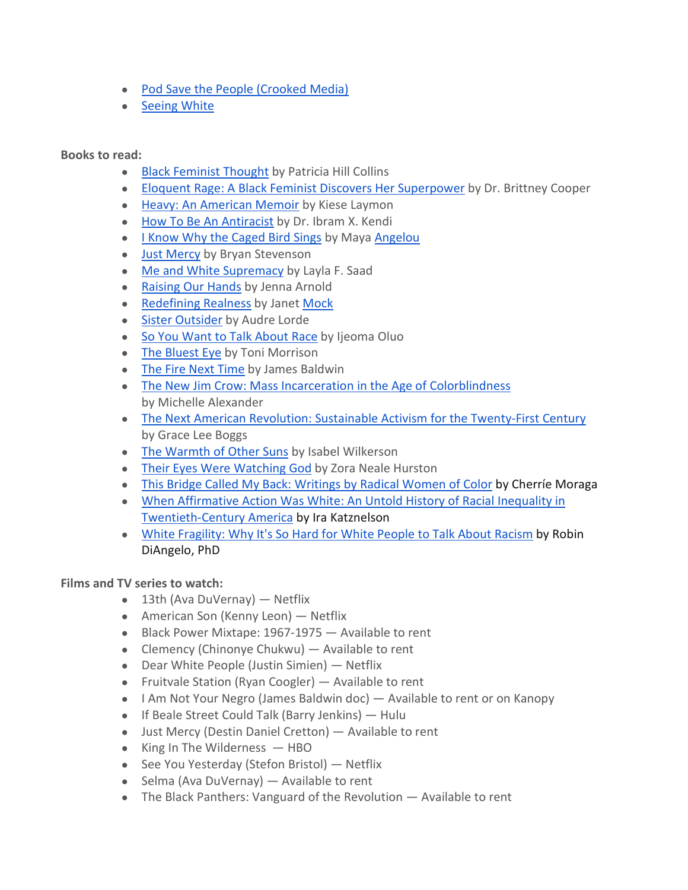- Pod Save the People (Crooked Media)
- Seeing White

**Books to read:**

- Black Feminist Thought by Patricia Hill Collins
- Eloquent Rage: A Black Feminist Discovers Her Superpower by Dr. Brittney Cooper
- Heavy: An American Memoir by Kiese Laymon
- How To Be An Antiracist by Dr. Ibram X. Kendi
- I Know Why the Caged Bird Sings by Maya Angelou
- Just Mercy by Bryan Stevenson
- Me and White Supremacy by Layla F. Saad
- Raising Our Hands by Jenna Arnold
- Redefining Realness by Janet Mock
- Sister Outsider by Audre Lorde
- So You Want to Talk About Race by Ijeoma Oluo
- The Bluest Eye by Toni Morrison
- The Fire Next Time by James Baldwin
- The New Jim Crow: Mass Incarceration in the Age of Colorblindness by Michelle Alexander
- The Next American Revolution: Sustainable Activism for the Twenty-First Century by Grace Lee Boggs
- The Warmth of Other Suns by Isabel Wilkerson
- Their Eyes Were Watching God by Zora Neale Hurston
- This Bridge Called My Back: Writings by Radical Women of Color by Cherríe Moraga
- When Affirmative Action Was White: An Untold History of Racial Inequality in Twentieth-Century America by Ira Katznelson
- White Fragility: Why It's So Hard for White People to Talk About Racism by Robin DiAngelo, PhD

**Films and TV series to watch:**

- 13th (Ava DuVernay) — Netflix
- American Son (Kenny Leon) — Netflix
- Black Power Mixtape: 1967-1975 — Available to rent
- Clemency (Chinonye Chukwu) — Available to rent
- Dear White People (Justin Simien) — Netflix
- Fruitvale Station (Ryan Coogler) — Available to rent
- I Am Not Your Negro (James Baldwin doc) — Available to rent or on Kanopy
- If Beale Street Could Talk (Barry Jenkins) — Hulu
- Just Mercy (Destin Daniel Cretton) — Available to rent
- King In The Wilderness — HBO
- See You Yesterday (Stefon Bristol) — Netflix
- Selma (Ava DuVernay) — Available to rent
- The Black Panthers: Vanguard of the Revolution — Available to rent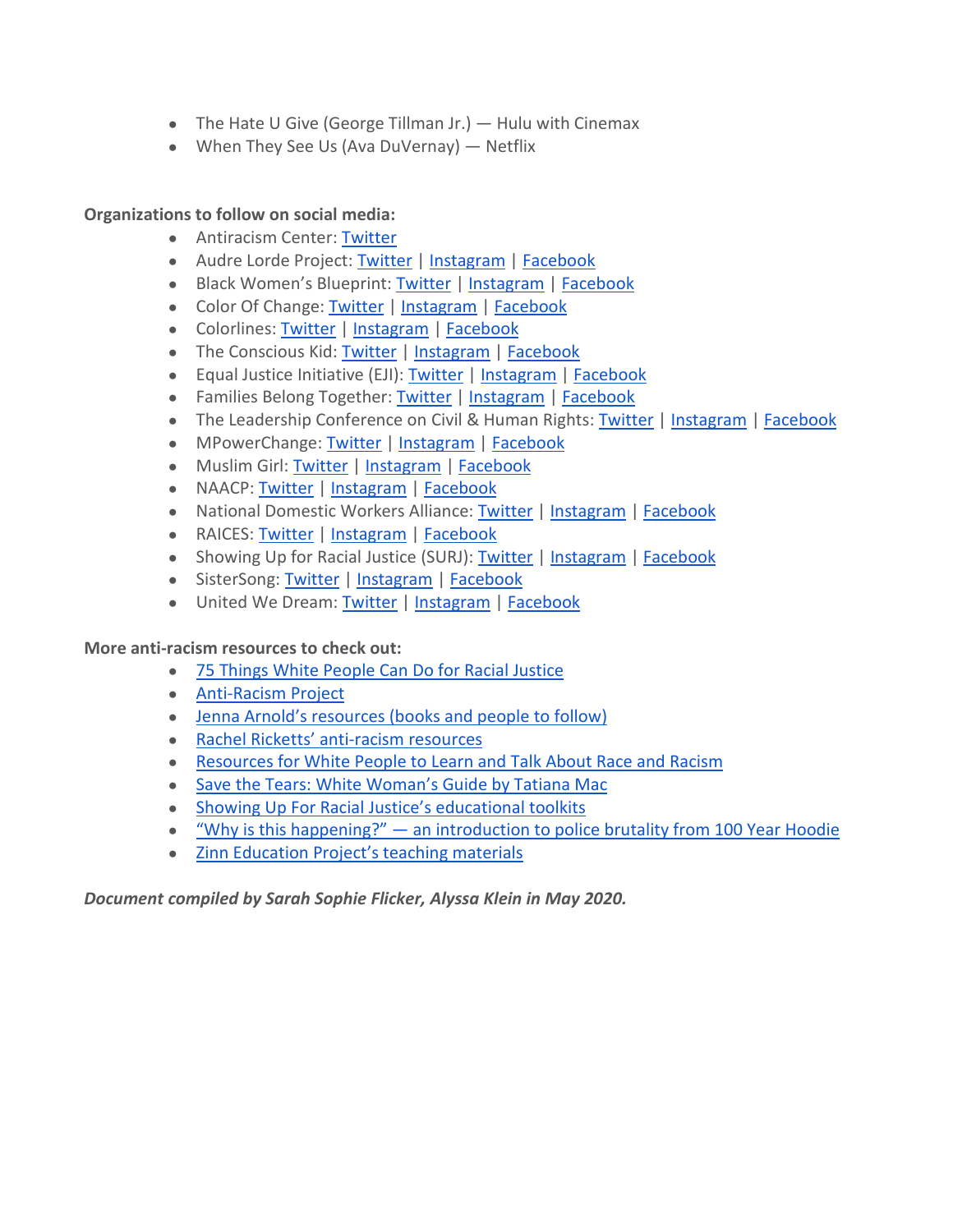- The Hate U Give (George Tillman Jr.) — Hulu with Cinemax
- When They See Us (Ava DuVernay) — Netflix

**Organizations to follow on social media:**

- Antiracism Center: Twitter
- Audre Lorde Project: Twitter | Instagram | Facebook
- Black Women's Blueprint: Twitter | Instagram | Facebook
- Color Of Change: Twitter | Instagram | Facebook
- Colorlines: Twitter | Instagram | Facebook
- The Conscious Kid: Twitter | Instagram | Facebook
- Equal Justice Initiative (EJI): Twitter | Instagram | Facebook
- Families Belong Together: Twitter | Instagram | Facebook
- The Leadership Conference on Civil & Human Rights: Twitter | Instagram | Facebook
- MPowerChange: Twitter | Instagram | Facebook
- Muslim Girl: Twitter | Instagram | Facebook
- NAACP: Twitter | Instagram | Facebook
- National Domestic Workers Alliance: Twitter | Instagram | Facebook
- RAICES: Twitter | Instagram | Facebook
- Showing Up for Racial Justice (SURJ): Twitter | Instagram | Facebook
- SisterSong: Twitter | Instagram | Facebook
- United We Dream: Twitter | Instagram | Facebook

**More anti-racism resources to check out:**

- 75 Things White People Can Do for Racial Justice
- Anti-Racism Project
- Jenna Arnold's resources (books and people to follow)
- Rachel Ricketts' anti-racism resources
- Resources for White People to Learn and Talk About Race and Racism
- Save the Tears: White Woman's Guide by Tatiana Mac
- Showing Up For Racial Justice's educational toolkits
- "Why is this happening?" — an introduction to police brutality from 100 Year Hoodie
- Zinn Education Project's teaching materials

***Document compiled by Sarah Sophie Flicker, Alyssa Klein in May 2020.***